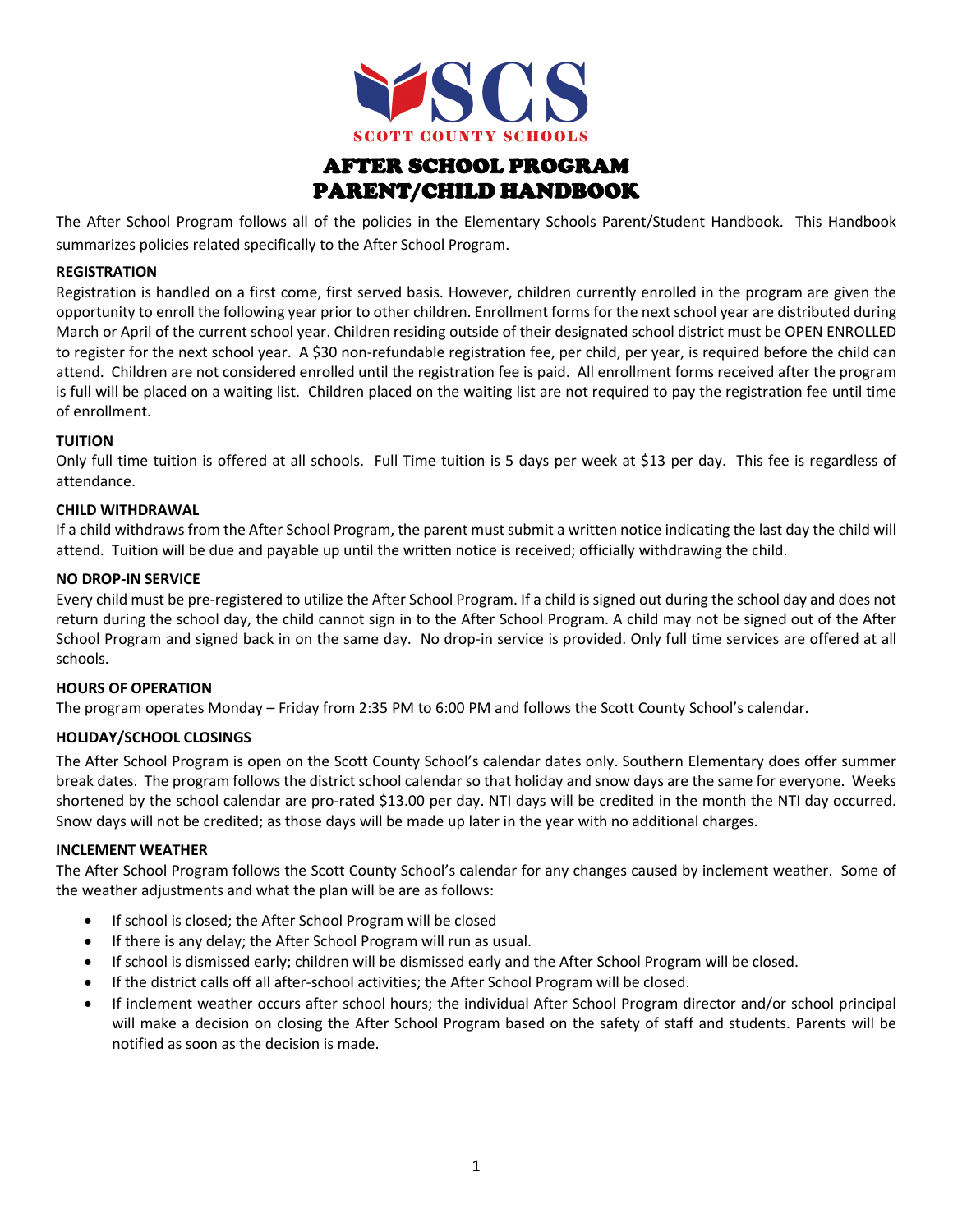SCS

SCOTT COUNTY SCHOOLS

# AFTER SCHOOL PROGRAM PARENT/CHILD HANDBOOK

The After School Program follows all of the policies in the Elementary Schools Parent/Student Handbook. This Handbook summarizes policies related specifically to the After School Program.

**REGISTRATION**

Registration is handled on a first come, first served basis. However, children currently enrolled in the program are given the opportunity to enroll the following year prior to other children. Enrollment forms for the next school year are distributed during March or April of the current school year. Children residing outside of their designated school district must be OPEN ENROLLED to register for the next school year. A $30 non-refundable registration fee, per child, per year, is required before the child can attend. Children are not considered enrolled until the registration fee is paid. All enrollment forms received after the program is full will be placed on a waiting list. Children placed on the waiting list are not required to pay the registration fee until time of enrollment.

**TUITION**

Only full time tuition is offered at all schools. Full Time tuition is 5 days per week at $13 per day. This fee is regardless of attendance.

**CHILD WITHDRAWAL**

If a child withdraws from the After School Program, the parent must submit a written notice indicating the last day the child will attend. Tuition will be due and payable up until the written notice is received; officially withdrawing the child.

**NO DROP-IN SERVICE**

Every child must be pre-registered to utilize the After School Program. If a child is signed out during the school day and does not return during the school day, the child cannot sign in to the After School Program. A child may not be signed out of the After School Program and signed back in on the same day. No drop-in service is provided. Only full time services are offered at all schools.

**HOURS OF OPERATION**

The program operates Monday – Friday from 2:35 PM to 6:00 PM and follows the Scott County School's calendar.

**HOLIDAY/SCHOOL CLOSINGS**

The After School Program is open on the Scott County School's calendar dates only. Southern Elementary does offer summer break dates. The program follows the district school calendar so that holiday and snow days are the same for everyone. Weeks shortened by the school calendar are pro-rated $13.00 per day. NTI days will be credited in the month the NTI day occurred. Snow days will not be credited; as those days will be made up later in the year with no additional charges.

**INCLEMENT WEATHER**

The After School Program follows the Scott County School's calendar for any changes caused by inclement weather. Some of the weather adjustments and what the plan will be are as follows:

- If school is closed; the After School Program will be closed
- If there is any delay; the After School Program will run as usual.
- If school is dismissed early; children will be dismissed early and the After School Program will be closed.
- If the district calls off all after-school activities; the After School Program will be closed.
- If inclement weather occurs after school hours; the individual After School Program director and/or school principal will make a decision on closing the After School Program based on the safety of staff and students. Parents will be notified as soon as the decision is made.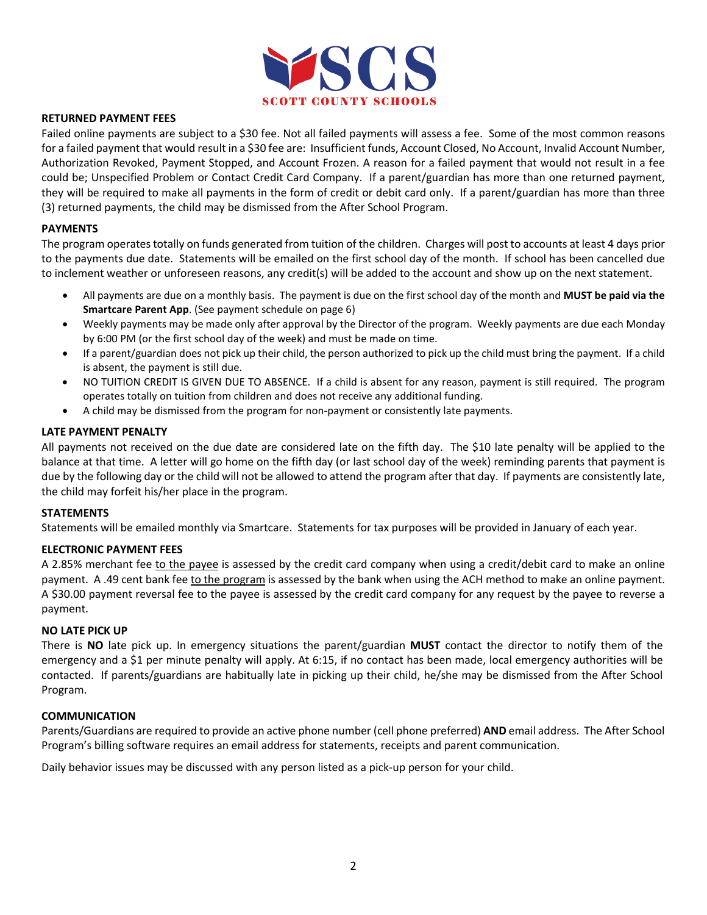## RETURNED PAYMENT FEES

Failed online payments are subject to a $30 fee. Not all failed payments will assess a fee. Some of the most common reasons for a failed payment that would result in a $30 fee are: Insufficient funds, Account Closed, No Account, Invalid Account Number, Authorization Revoked, Payment Stopped, and Account Frozen. A reason for a failed payment that would not result in a fee could be; Unspecified Problem or Contact Credit Card Company. If a parent/guardian has more than one returned payment, they will be required to make all payments in the form of credit or debit card only. If a parent/guardian has more than three (3) returned payments, the child may be dismissed from the After School Program.

## PAYMENTS

The program operates totally on funds generated from tuition of the children. Charges will post to accounts at least 4 days prior to the payments due date. Statements will be emailed on the first school day of the month. If school has been cancelled due to inclement weather or unforeseen reasons, any credit(s) will be added to the account and show up on the next statement.

- All payments are due on a monthly basis. The payment is due on the first school day of the month and **MUST be paid via the Smartcare Parent App**. (See payment schedule on page 6)
- Weekly payments may be made only after approval by the Director of the program. Weekly payments are due each Monday by 6:00 PM (or the first school day of the week) and must be made on time.
- If a parent/guardian does not pick up their child, the person authorized to pick up the child must bring the payment. If a child is absent, the payment is still due.
- NO TUITION CREDIT IS GIVEN DUE TO ABSENCE. If a child is absent for any reason, payment is still required. The program operates totally on tuition from children and does not receive any additional funding.
- A child may be dismissed from the program for non-payment or consistently late payments.

## LATE PAYMENT PENALTY

All payments not received on the due date are considered late on the fifth day. The $10 late penalty will be applied to the balance at that time. A letter will go home on the fifth day (or last school day of the week) reminding parents that payment is due by the following day or the child will not be allowed to attend the program after that day. If payments are consistently late, the child may forfeit his/her place in the program.

## STATEMENTS

Statements will be emailed monthly via Smartcare. Statements for tax purposes will be provided in January of each year.

## ELECTRONIC PAYMENT FEES

A 2.85% merchant fee to the payee is assessed by the credit card company when using a credit/debit card to make an online payment. A .49 cent bank fee to the program is assessed by the bank when using the ACH method to make an online payment. A $30.00 payment reversal fee to the payee is assessed by the credit card company for any request by the payee to reverse a payment.

## NO LATE PICK UP

There is **NO** late pick up. In emergency situations the parent/guardian **MUST** contact the director to notify them of the emergency and a $1 per minute penalty will apply. At 6:15, if no contact has been made, local emergency authorities will be contacted. If parents/guardians are habitually late in picking up their child, he/she may be dismissed from the After School Program.

## COMMUNICATION

Parents/Guardians are required to provide an active phone number (cell phone preferred) **AND** email address. The After School Program's billing software requires an email address for statements, receipts and parent communication.

Daily behavior issues may be discussed with any person listed as a pick-up person for your child.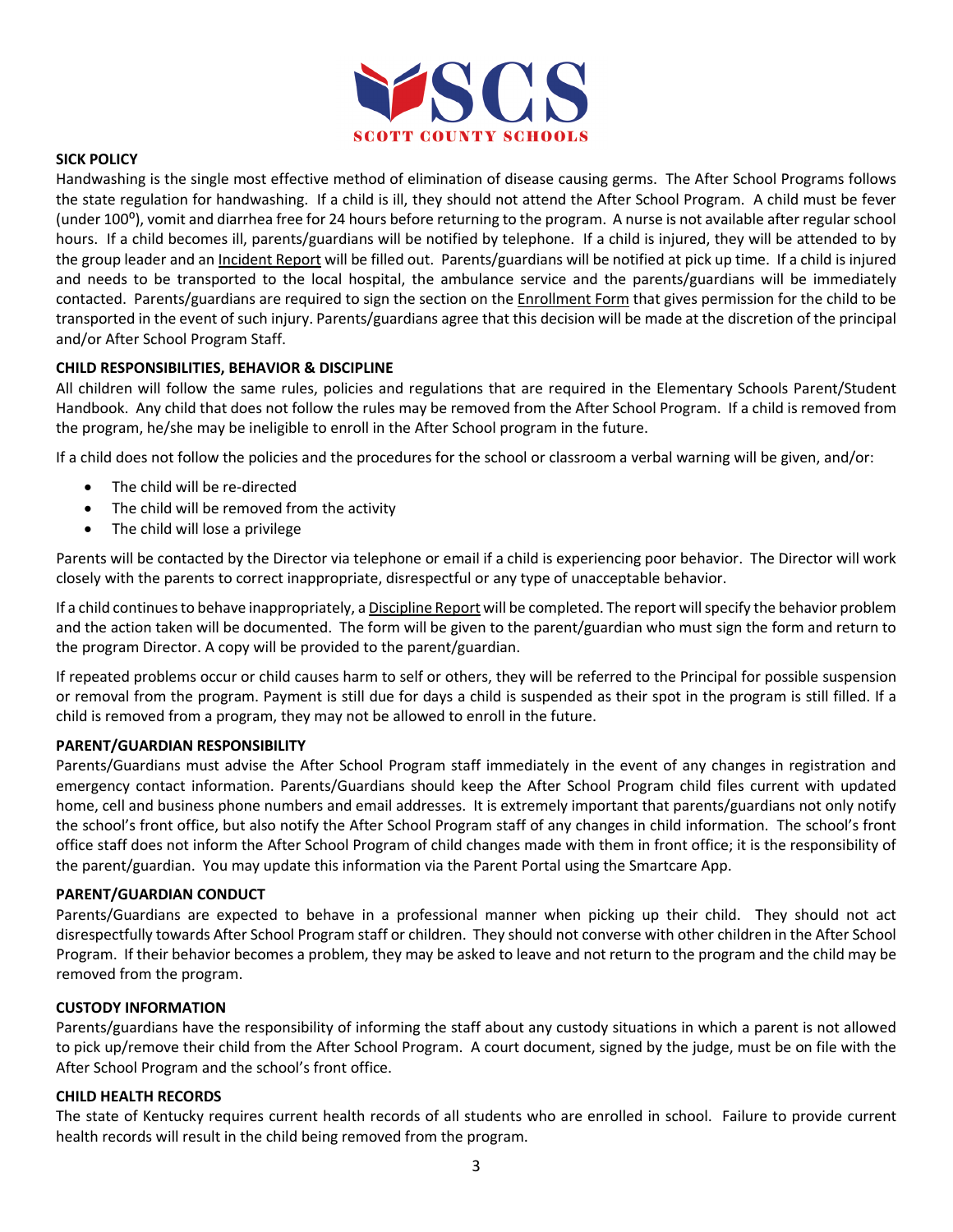## SICK POLICY

Handwashing is the single most effective method of elimination of disease causing germs. The After School Programs follows the state regulation for handwashing. If a child is ill, they should not attend the After School Program. A child must be fever (under $100^{o}$), vomit and diarrhea free for 24 hours before returning to the program. A nurse is not available after regular school hours. If a child becomes ill, parents/guardians will be notified by telephone. If a child is injured, they will be attended to by the group leader and an Incident Report will be filled out. Parents/guardians will be notified at pick up time. If a child is injured and needs to be transported to the local hospital, the ambulance service and the parents/guardians will be immediately contacted. Parents/guardians are required to sign the section on the Enrollment Form that gives permission for the child to be transported in the event of such injury. Parents/guardians agree that this decision will be made at the discretion of the principal and/or After School Program Staff.

## CHILD RESPONSIBILITIES, BEHAVIOR & DISCIPLINE

All children will follow the same rules, policies and regulations that are required in the Elementary Schools Parent/Student Handbook. Any child that does not follow the rules may be removed from the After School Program. If a child is removed from the program, he/she may be ineligible to enroll in the After School program in the future.

If a child does not follow the policies and the procedures for the school or classroom a verbal warning will be given, and/or:

- The child will be re-directed
- The child will be removed from the activity
- The child will lose a privilege

Parents will be contacted by the Director via telephone or email if a child is experiencing poor behavior. The Director will work closely with the parents to correct inappropriate, disrespectful or any type of unacceptable behavior.

If a child continues to behave inappropriately, a Discipline Report will be completed. The report will specify the behavior problem and the action taken will be documented. The form will be given to the parent/guardian who must sign the form and return to the program Director. A copy will be provided to the parent/guardian.

If repeated problems occur or child causes harm to self or others, they will be referred to the Principal for possible suspension or removal from the program. Payment is still due for days a child is suspended as their spot in the program is still filled. If a child is removed from a program, they may not be allowed to enroll in the future.

## PARENT/GUARDIAN RESPONSIBILITY

Parents/Guardians must advise the After School Program staff immediately in the event of any changes in registration and emergency contact information. Parents/Guardians should keep the After School Program child files current with updated home, cell and business phone numbers and email addresses. It is extremely important that parents/guardians not only notify the school's front office, but also notify the After School Program staff of any changes in child information. The school's front office staff does not inform the After School Program of child changes made with them in front office; it is the responsibility of the parent/guardian. You may update this information via the Parent Portal using the Smartcare App.

## PARENT/GUARDIAN CONDUCT

Parents/Guardians are expected to behave in a professional manner when picking up their child. They should not act disrespectfully towards After School Program staff or children. They should not converse with other children in the After School Program. If their behavior becomes a problem, they may be asked to leave and not return to the program and the child may be removed from the program.

## CUSTODY INFORMATION

Parents/guardians have the responsibility of informing the staff about any custody situations in which a parent is not allowed to pick up/remove their child from the After School Program. A court document, signed by the judge, must be on file with the After School Program and the school's front office.

## CHILD HEALTH RECORDS

The state of Kentucky requires current health records of all students who are enrolled in school. Failure to provide current health records will result in the child being removed from the program.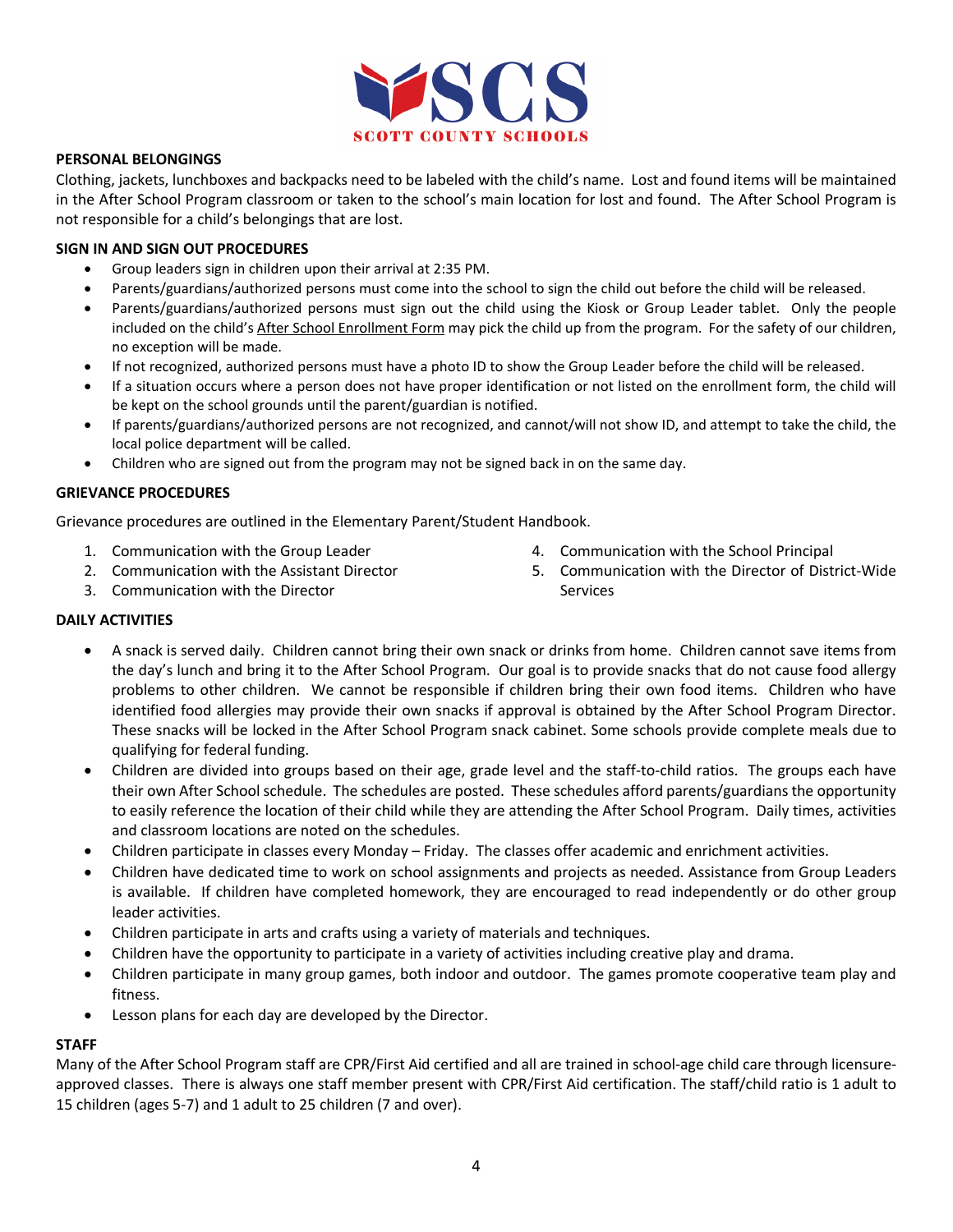**PERSONAL BELONGINGS**

Clothing, jackets, lunchboxes and backpacks need to be labeled with the child's name. Lost and found items will be maintained in the After School Program classroom or taken to the school's main location for lost and found. The After School Program is not responsible for a child's belongings that are lost.

**SIGN IN AND SIGN OUT PROCEDURES**

- Group leaders sign in children upon their arrival at 2:35 PM.
- Parents/guardians/authorized persons must come into the school to sign the child out before the child will be released.
- Parents/guardians/authorized persons must sign out the child using the Kiosk or Group Leader tablet. Only the people included on the child's After School Enrollment Form may pick the child up from the program. For the safety of our children, no exception will be made.
- If not recognized, authorized persons must have a photo ID to show the Group Leader before the child will be released.
- If a situation occurs where a person does not have proper identification or not listed on the enrollment form, the child will be kept on the school grounds until the parent/guardian is notified.
- If parents/guardians/authorized persons are not recognized, and cannot/will not show ID, and attempt to take the child, the local police department will be called.
- Children who are signed out from the program may not be signed back in on the same day.

**GRIEVANCE PROCEDURES**

Grievance procedures are outlined in the Elementary Parent/Student Handbook.

1. Communication with the Group Leader
2. Communication with the Assistant Director
3. Communication with the Director
4. Communication with the School Principal
5. Communication with the Director of District-Wide Services

**DAILY ACTIVITIES**

- A snack is served daily. Children cannot bring their own snack or drinks from home. Children cannot save items from the day's lunch and bring it to the After School Program. Our goal is to provide snacks that do not cause food allergy problems to other children. We cannot be responsible if children bring their own food items. Children who have identified food allergies may provide their own snacks if approval is obtained by the After School Program Director. These snacks will be locked in the After School Program snack cabinet. Some schools provide complete meals due to qualifying for federal funding.
- Children are divided into groups based on their age, grade level and the staff-to-child ratios. The groups each have their own After School schedule. The schedules are posted. These schedules afford parents/guardians the opportunity to easily reference the location of their child while they are attending the After School Program. Daily times, activities and classroom locations are noted on the schedules.
- Children participate in classes every Monday – Friday. The classes offer academic and enrichment activities.
- Children have dedicated time to work on school assignments and projects as needed. Assistance from Group Leaders is available. If children have completed homework, they are encouraged to read independently or do other group leader activities.
- Children participate in arts and crafts using a variety of materials and techniques.
- Children have the opportunity to participate in a variety of activities including creative play and drama.
- Children participate in many group games, both indoor and outdoor. The games promote cooperative team play and fitness.
- Lesson plans for each day are developed by the Director.

**STAFF**

Many of the After School Program staff are CPR/First Aid certified and all are trained in school-age child care through licensure-approved classes. There is always one staff member present with CPR/First Aid certification. The staff/child ratio is 1 adult to 15 children (ages 5-7) and 1 adult to 25 children (7 and over).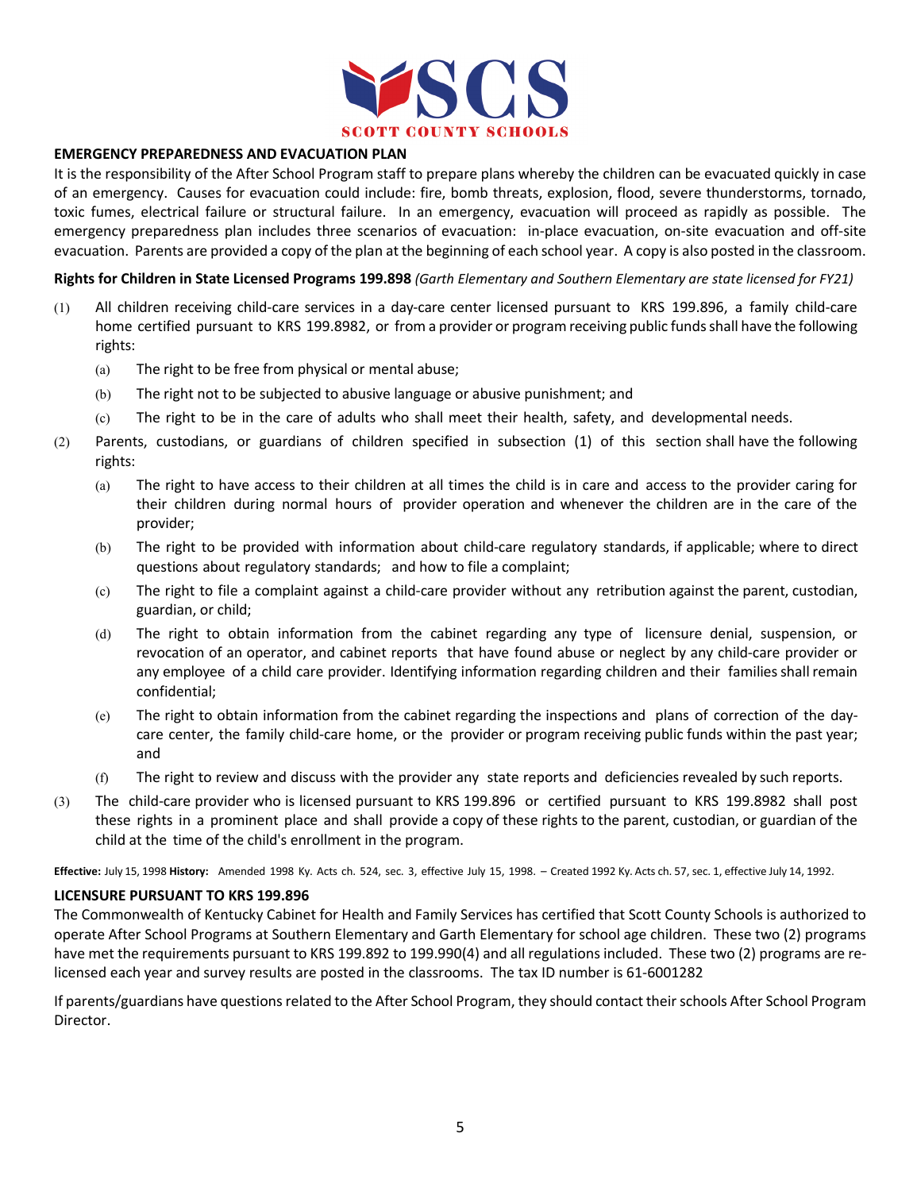## EMERGENCY PREPAREDNESS AND EVACUATION PLAN

It is the responsibility of the After School Program staff to prepare plans whereby the children can be evacuated quickly in case of an emergency. Causes for evacuation could include: fire, bomb threats, explosion, flood, severe thunderstorms, tornado, toxic fumes, electrical failure or structural failure. In an emergency, evacuation will proceed as rapidly as possible. The emergency preparedness plan includes three scenarios of evacuation: in-place evacuation, on-site evacuation and off-site evacuation. Parents are provided a copy of the plan at the beginning of each school year. A copy is also posted in the classroom.

**Rights for Children in State Licensed Programs 199.898** *(Garth Elementary and Southern Elementary are state licensed for FY21)*

(1) All children receiving child-care services in a day-care center licensed pursuant to KRS 199.896, a family child-care home certified pursuant to KRS 199.8982, or from a provider or program receiving public funds shall have the following rights:

- (a) The right to be free from physical or mental abuse;
- (b) The right not to be subjected to abusive language or abusive punishment; and
- (c) The right to be in the care of adults who shall meet their health, safety, and developmental needs.

(2) Parents, custodians, or guardians of children specified in subsection (1) of this section shall have the following rights:

- (a) The right to have access to their children at all times the child is in care and access to the provider caring for their children during normal hours of provider operation and whenever the children are in the care of the provider;
- (b) The right to be provided with information about child-care regulatory standards, if applicable; where to direct questions about regulatory standards; and how to file a complaint;
- (c) The right to file a complaint against a child-care provider without any retribution against the parent, custodian, guardian, or child;
- (d) The right to obtain information from the cabinet regarding any type of licensure denial, suspension, or revocation of an operator, and cabinet reports that have found abuse or neglect by any child-care provider or any employee of a child care provider. Identifying information regarding children and their families shall remain confidential;
- (e) The right to obtain information from the cabinet regarding the inspections and plans of correction of the day-care center, the family child-care home, or the provider or program receiving public funds within the past year; and
- (f) The right to review and discuss with the provider any state reports and deficiencies revealed by such reports.

(3) The child-care provider who is licensed pursuant to KRS 199.896 or certified pursuant to KRS 199.8982 shall post these rights in a prominent place and shall provide a copy of these rights to the parent, custodian, or guardian of the child at the time of the child's enrollment in the program.

**Effective:** July 15, 1998 **History:** Amended 1998 Ky. Acts ch. 524, sec. 3, effective July 15, 1998. – Created 1992 Ky. Acts ch. 57, sec. 1, effective July 14, 1992.

## LICENSURE PURSUANT TO KRS 199.896

The Commonwealth of Kentucky Cabinet for Health and Family Services has certified that Scott County Schools is authorized to operate After School Programs at Southern Elementary and Garth Elementary for school age children. These two (2) programs have met the requirements pursuant to KRS 199.892 to 199.990(4) and all regulations included. These two (2) programs are re-licensed each year and survey results are posted in the classrooms. The tax ID number is 61-6001282

If parents/guardians have questions related to the After School Program, they should contact their schools After School Program Director.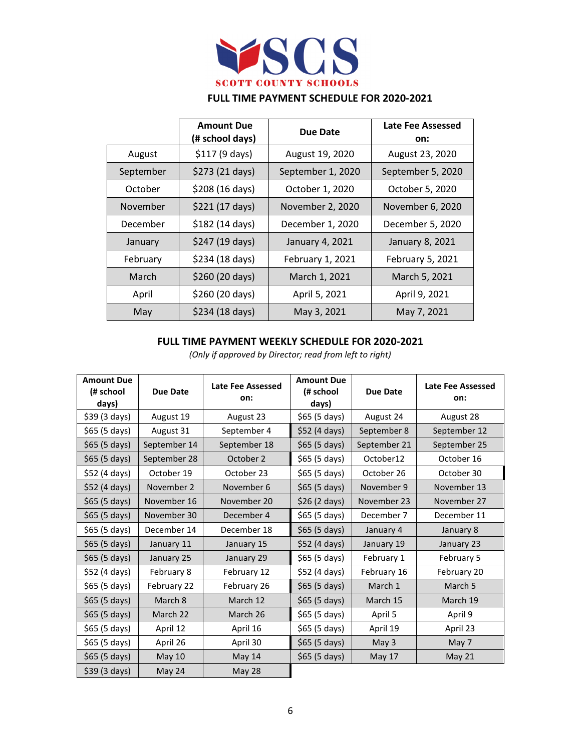SCS

SCOTT COUNTY SCHOOLS

**FULL TIME PAYMENT SCHEDULE FOR 2020-2021**

| | Amount Due (# school days) | Due Date | Late Fee Assessed on: |
|---|---|---|---|
| August | $117 (9 days) | August 19, 2020 | August 23, 2020 |
| September | $273 (21 days) | September 1, 2020 | September 5, 2020 |
| October | $208 (16 days) | October 1, 2020 | October 5, 2020 |
| November | $221 (17 days) | November 2, 2020 | November 6, 2020 |
| December | $182 (14 days) | December 1, 2020 | December 5, 2020 |
| January | $247 (19 days) | January 4, 2021 | January 8, 2021 |
| February | $234 (18 days) | February 1, 2021 | February 5, 2021 |
| March | $260 (20 days) | March 1, 2021 | March 5, 2021 |
| April | $260 (20 days) | April 5, 2021 | April 9, 2021 |
| May | $234 (18 days) | May 3, 2021 | May 7, 2021 |

**FULL TIME PAYMENT WEEKLY SCHEDULE FOR 2020-2021**

*(Only if approved by Director; read from left to right)*

| Amount Due (# school days) | Due Date | Late Fee Assessed on: | Amount Due (# school days) | Due Date | Late Fee Assessed on: |
|---|---|---|---|---|---|
| $39 (3 days) | August 19 | August 23 | $65 (5 days) | August 24 | August 28 |
| $65 (5 days) | August 31 | September 4 | $52 (4 days) | September 8 | September 12 |
| $65 (5 days) | September 14 | September 18 | $65 (5 days) | September 21 | September 25 |
| $65 (5 days) | September 28 | October 2 | $65 (5 days) | October12 | October 16 |
| $52 (4 days) | October 19 | October 23 | $65 (5 days) | October 26 | October 30 |
| $52 (4 days) | November 2 | November 6 | $65 (5 days) | November 9 | November 13 |
| $65 (5 days) | November 16 | November 20 | $26 (2 days) | November 23 | November 27 |
| $65 (5 days) | November 30 | December 4 | $65 (5 days) | December 7 | December 11 |
| $65 (5 days) | December 14 | December 18 | $65 (5 days) | January 4 | January 8 |
| $65 (5 days) | January 11 | January 15 | $52 (4 days) | January 19 | January 23 |
| $65 (5 days) | January 25 | January 29 | $65 (5 days) | February 1 | February 5 |
| $52 (4 days) | February 8 | February 12 | $52 (4 days) | February 16 | February 20 |
| $65 (5 days) | February 22 | February 26 | $65 (5 days) | March 1 | March 5 |
| $65 (5 days) | March 8 | March 12 | $65 (5 days) | March 15 | March 19 |
| $65 (5 days) | March 22 | March 26 | $65 (5 days) | April 5 | April 9 |
| $65 (5 days) | April 12 | April 16 | $65 (5 days) | April 19 | April 23 |
| $65 (5 days) | April 26 | April 30 | $65 (5 days) | May 3 | May 7 |
| $65 (5 days) | May 10 | May 14 | $65 (5 days) | May 17 | May 21 |
| $39 (3 days) | May 24 | May 28 | | | |